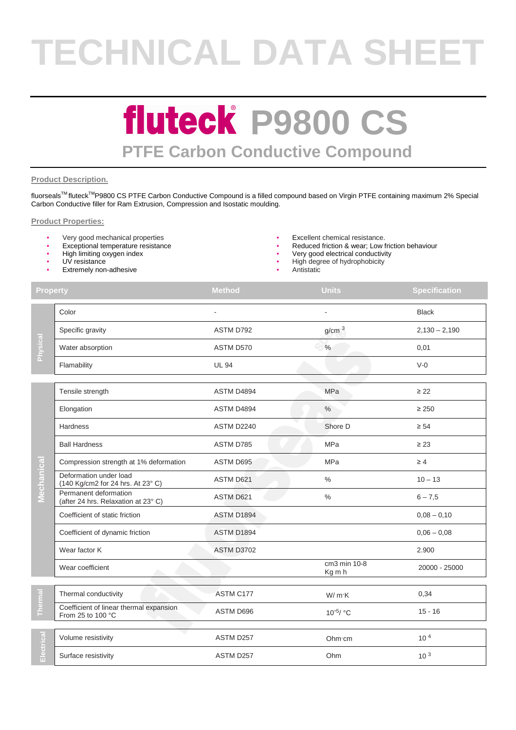# TECHNICAL DATA SHEET

# fluteck® P9800 CS

## PTFE Carbon Conductive Compound

**Product Description.**

fluorseals™ fluteck™ P9800 CS PTFE Carbon Conductive Compound is a filled compound based on Virgin PTFE containing maximum 2% Special Carbon Conductive filler for Ram Extrusion, Compression and Isostatic moulding.

**Product Properties:**

- Very good mechanical properties
- Exceptional temperature resistance
- High limiting oxygen index
- UV resistance
- Extremely non-adhesive
- Excellent chemical resistance.
- Reduced friction & wear; Low friction behaviour
- Very good electrical conductivity
- High degree of hydrophobicity
- Antistatic

| | Property | Method | Units | Specification |
|---|---|---|---|---|
| Physical | Color | - | - | Black |
| | Specific gravity | ASTM D792 | $g/cm^3$ | 2,130 – 2,190 |
| | Water absorption | ASTM D570 | % | 0,01 |
| | Flamability | UL 94 | | V-0 |
| Mechanical | Tensile strength | ASTM D4894 | MPa | ≥ 22 |
| | Elongation | ASTM D4894 | % | ≥ 250 |
| | Hardness | ASTM D2240 | Shore D | ≥ 54 |
| | Ball Hardness | ASTM D785 | MPa | ≥ 23 |
| | Compression strength at 1% deformation | ASTM D695 | MPa | ≥ 4 |
| | Deformation under load (140 Kg/cm2 for 24 hrs. At 23° C) | ASTM D621 | % | 10 – 13 |
| | Permanent deformation (after 24 hrs. Relaxation at 23° C) | ASTM D621 | % | 6 – 7,5 |
| | Coefficient of static friction | ASTM D1894 | | 0,08 – 0,10 |
| | Coefficient of dynamic friction | ASTM D1894 | | 0,06 – 0,08 |
| | Wear factor K | ASTM D3702 | | 2.900 |
| | Wear coefficient | | cm3 min 10-8 Kg m h | 20000 - 25000 |
| Thermal | Thermal conductivity | ASTM C177 | W/ m·K | 0,34 |
| | Coefficient of linear thermal expansion From 25 to 100 °C | ASTM D696 | $10^{-5}$/ °C | 15 - 16 |
| Electrical | Volume resistivity | ASTM D257 | Ohm·cm | $10^4$ |
| | Surface resistivity | ASTM D257 | Ohm | $10^3$ |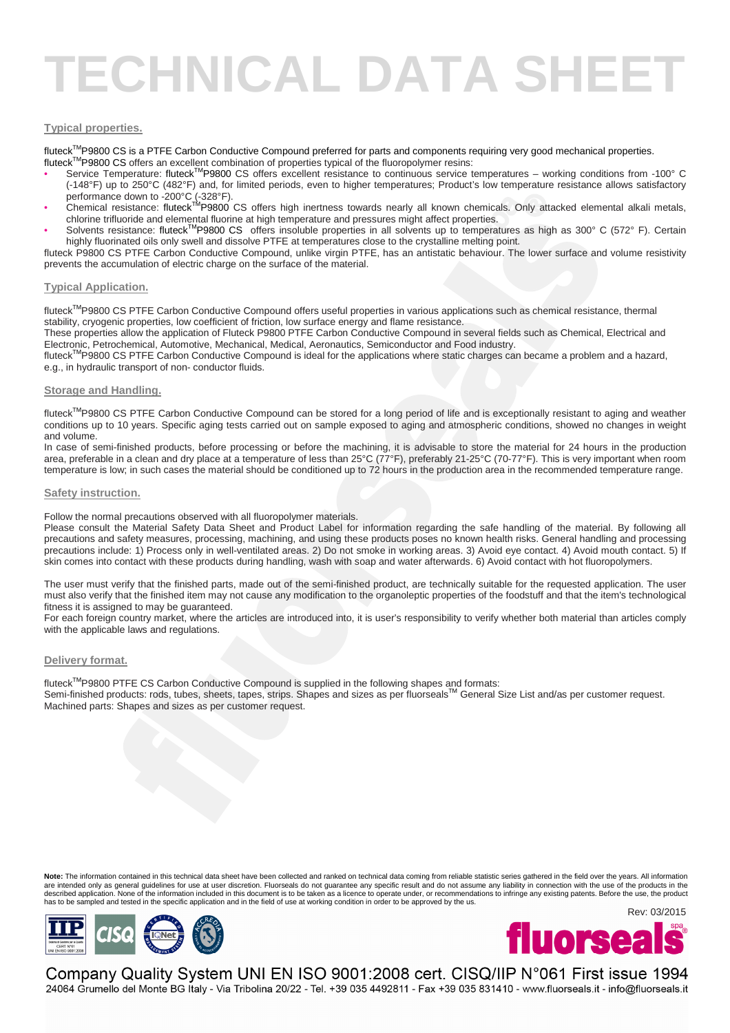# TECHNICAL DATA SHEET

## Typical properties.

fluteck[TM]P9800 CS is a PTFE Carbon Conductive Compound preferred for parts and components requiring very good mechanical properties.
fluteck[TM]P9800 CS offers an excellent combination of properties typical of the fluoropolymer resins:

- Service Temperature: fluteck[TM]P9800 CS offers excellent resistance to continuous service temperatures – working conditions from -100° C (-148°F) up to 250°C (482°F) and, for limited periods, even to higher temperatures; Product's low temperature resistance allows satisfactory performance down to -200°C (-328°F).
- Chemical resistance: fluteck[TM]P9800 CS offers high inertness towards nearly all known chemicals. Only attacked elemental alkali metals, chlorine trifluoride and elemental fluorine at high temperature and pressures might affect properties.
- Solvents resistance: fluteck[TM]P9800 CS offers insoluble properties in all solvents up to temperatures as high as 300° C (572° F). Certain highly fluorinated oils only swell and dissolve PTFE at temperatures close to the crystalline melting point.

fluteck P9800 CS PTFE Carbon Conductive Compound, unlike virgin PTFE, has an antistatic behaviour. The lower surface and volume resistivity prevents the accumulation of electric charge on the surface of the material.

## Typical Application.

fluteck[TM]P9800 CS PTFE Carbon Conductive Compound offers useful properties in various applications such as chemical resistance, thermal stability, cryogenic properties, low coefficient of friction, low surface energy and flame resistance.
These properties allow the application of Fluteck P9800 PTFE Carbon Conductive Compound in several fields such as Chemical, Electrical and Electronic, Petrochemical, Automotive, Mechanical, Medical, Aeronautics, Semiconductor and Food industry.
fluteck[TM]P9800 CS PTFE Carbon Conductive Compound is ideal for the applications where static charges can became a problem and a hazard, e.g., in hydraulic transport of non- conductor fluids.

## Storage and Handling.

fluteck[TM]P9800 CS PTFE Carbon Conductive Compound can be stored for a long period of life and is exceptionally resistant to aging and weather conditions up to 10 years. Specific aging tests carried out on sample exposed to aging and atmospheric conditions, showed no changes in weight and volume.
In case of semi-finished products, before processing or before the machining, it is advisable to store the material for 24 hours in the production area, preferable in a clean and dry place at a temperature of less than 25°C (77°F), preferably 21-25°C (70-77°F). This is very important when room temperature is low; in such cases the material should be conditioned up to 72 hours in the production area in the recommended temperature range.

## Safety instruction.

Follow the normal precautions observed with all fluoropolymer materials.
Please consult the Material Safety Data Sheet and Product Label for information regarding the safe handling of the material. By following all precautions and safety measures, processing, machining, and using these products poses no known health risks. General handling and processing precautions include: 1) Process only in well-ventilated areas. 2) Do not smoke in working areas. 3) Avoid eye contact. 4) Avoid mouth contact. 5) If skin comes into contact with these products during handling, wash with soap and water afterwards. 6) Avoid contact with hot fluoropolymers.

The user must verify that the finished parts, made out of the semi-finished product, are technically suitable for the requested application. The user must also verify that the finished item may not cause any modification to the organoleptic properties of the foodstuff and that the item's technological fitness it is assigned to may be guaranteed.
For each foreign country market, where the articles are introduced into, it is user's responsibility to verify whether both material than articles comply with the applicable laws and regulations.

## Delivery format.

fluteck[TM]P9800 PTFE CS Carbon Conductive Compound is supplied in the following shapes and formats:
Semi-finished products: rods, tubes, sheets, tapes, strips. Shapes and sizes as per fluorseals[TM] General Size List and/as per customer request.
Machined parts: Shapes and sizes as per customer request.

**Note:** The information contained in this technical data sheet have been collected and ranked on technical data coming from reliable statistic series gathered in the field over the years. All information are intended only as general guidelines for use at user discretion. Fluorseals do not guarantee any specific result and do not assume any liability in connection with the use of the products in the described application. None of the information included in this document is to be taken as a licence to operate under, or recommendations to infringe any existing patents. Before the use, the product has to be sampled and tested in the specific application and in the field of use at working condition in order to be approved by the us.

Rev: 03/2015

Company Quality System UNI EN ISO 9001:2008 cert. CISQ/IIP N°061 First issue 1994
24064 Grumello del Monte BG Italy - Via Tribolina 20/22 - Tel. +39 035 4492811 - Fax +39 035 831410 - www.fluorseals.it - info@fluorseals.it